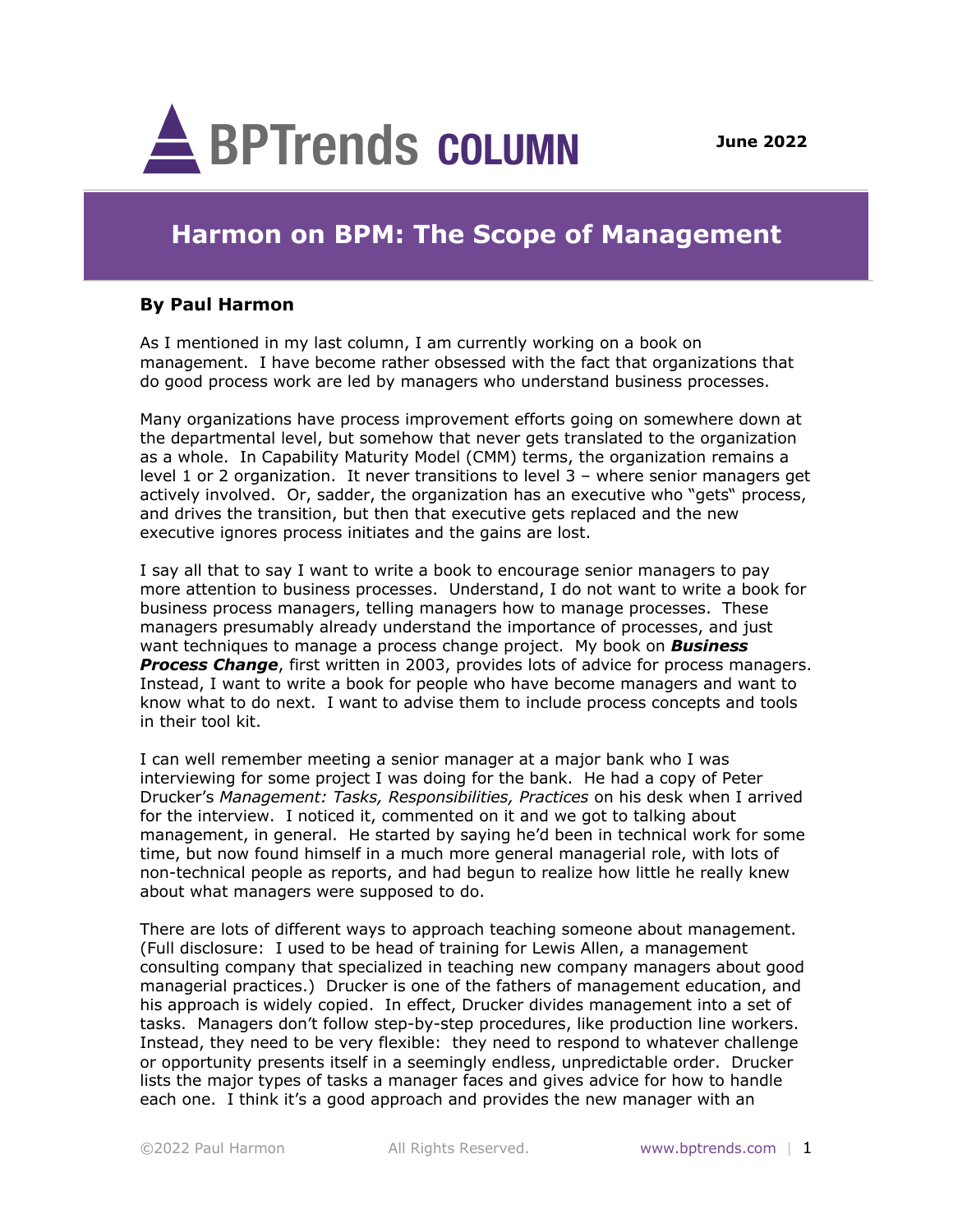# BPTrends COLUMN

June 2022

## Harmon on BPM: The Scope of Management

**By Paul Harmon**

As I mentioned in my last column, I am currently working on a book on management. I have become rather obsessed with the fact that organizations that do good process work are led by managers who understand business processes.

Many organizations have process improvement efforts going on somewhere down at the departmental level, but somehow that never gets translated to the organization as a whole. In Capability Maturity Model (CMM) terms, the organization remains a level 1 or 2 organization. It never transitions to level 3 – where senior managers get actively involved. Or, sadder, the organization has an executive who "gets" process, and drives the transition, but then that executive gets replaced and the new executive ignores process initiates and the gains are lost.

I say all that to say I want to write a book to encourage senior managers to pay more attention to business processes. Understand, I do not want to write a book for business process managers, telling managers how to manage processes. These managers presumably already understand the importance of processes, and just want techniques to manage a process change project. My book on ***Business Process Change***, first written in 2003, provides lots of advice for process managers. Instead, I want to write a book for people who have become managers and want to know what to do next. I want to advise them to include process concepts and tools in their tool kit.

I can well remember meeting a senior manager at a major bank who I was interviewing for some project I was doing for the bank. He had a copy of Peter Drucker's *Management: Tasks, Responsibilities, Practices* on his desk when I arrived for the interview. I noticed it, commented on it and we got to talking about management, in general. He started by saying he'd been in technical work for some time, but now found himself in a much more general managerial role, with lots of non-technical people as reports, and had begun to realize how little he really knew about what managers were supposed to do.

There are lots of different ways to approach teaching someone about management. (Full disclosure: I used to be head of training for Lewis Allen, a management consulting company that specialized in teaching new company managers about good managerial practices.) Drucker is one of the fathers of management education, and his approach is widely copied. In effect, Drucker divides management into a set of tasks. Managers don't follow step-by-step procedures, like production line workers. Instead, they need to be very flexible: they need to respond to whatever challenge or opportunity presents itself in a seemingly endless, unpredictable order. Drucker lists the major types of tasks a manager faces and gives advice for how to handle each one. I think it's a good approach and provides the new manager with an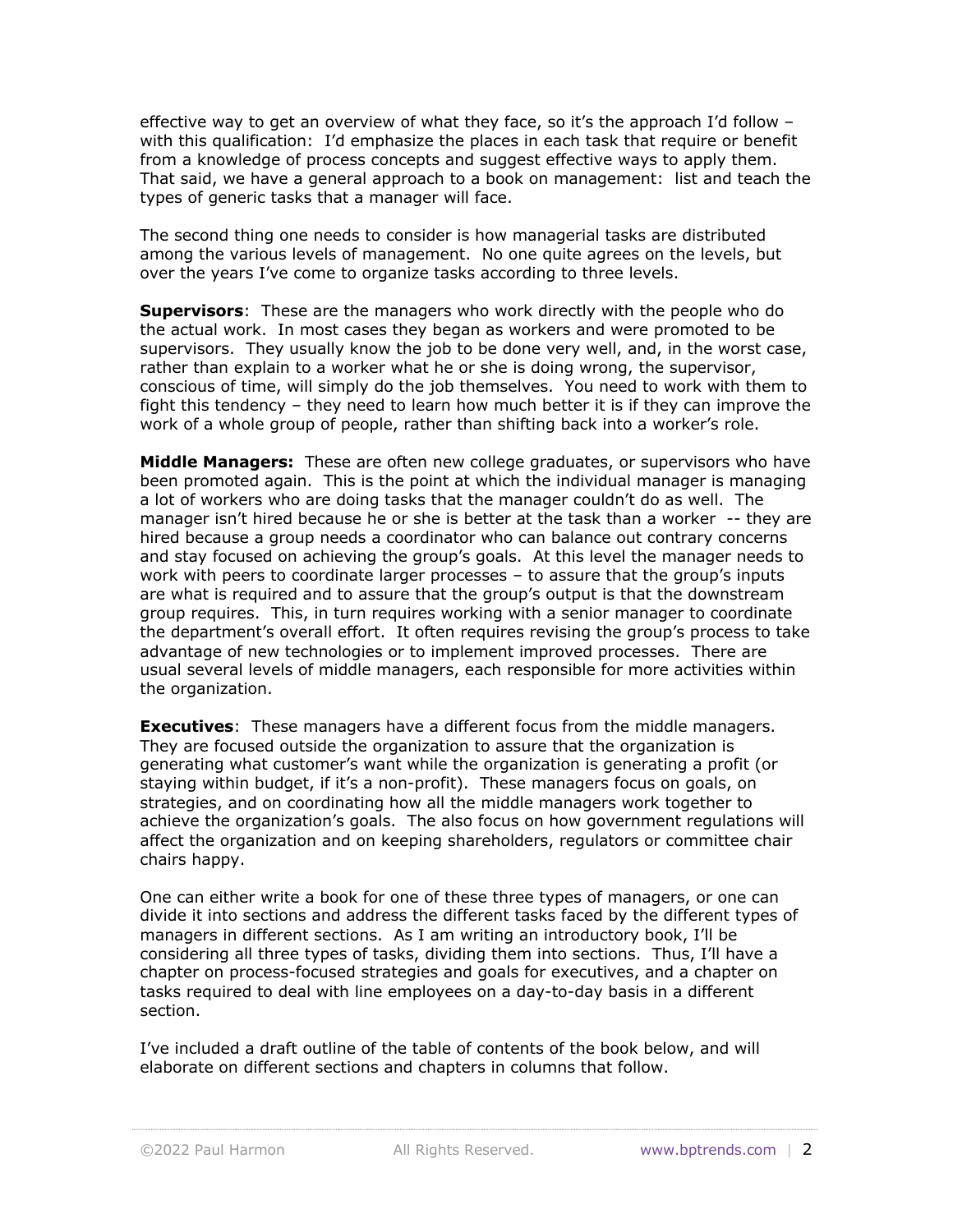effective way to get an overview of what they face, so it's the approach I'd follow – with this qualification: I'd emphasize the places in each task that require or benefit from a knowledge of process concepts and suggest effective ways to apply them. That said, we have a general approach to a book on management: list and teach the types of generic tasks that a manager will face.

The second thing one needs to consider is how managerial tasks are distributed among the various levels of management. No one quite agrees on the levels, but over the years I've come to organize tasks according to three levels.

**Supervisors**: These are the managers who work directly with the people who do the actual work. In most cases they began as workers and were promoted to be supervisors. They usually know the job to be done very well, and, in the worst case, rather than explain to a worker what he or she is doing wrong, the supervisor, conscious of time, will simply do the job themselves. You need to work with them to fight this tendency – they need to learn how much better it is if they can improve the work of a whole group of people, rather than shifting back into a worker's role.

**Middle Managers:** These are often new college graduates, or supervisors who have been promoted again. This is the point at which the individual manager is managing a lot of workers who are doing tasks that the manager couldn't do as well. The manager isn't hired because he or she is better at the task than a worker -- they are hired because a group needs a coordinator who can balance out contrary concerns and stay focused on achieving the group's goals. At this level the manager needs to work with peers to coordinate larger processes – to assure that the group's inputs are what is required and to assure that the group's output is that the downstream group requires. This, in turn requires working with a senior manager to coordinate the department's overall effort. It often requires revising the group's process to take advantage of new technologies or to implement improved processes. There are usual several levels of middle managers, each responsible for more activities within the organization.

**Executives**: These managers have a different focus from the middle managers. They are focused outside the organization to assure that the organization is generating what customer's want while the organization is generating a profit (or staying within budget, if it's a non-profit). These managers focus on goals, on strategies, and on coordinating how all the middle managers work together to achieve the organization's goals. The also focus on how government regulations will affect the organization and on keeping shareholders, regulators or committee chair chairs happy.

One can either write a book for one of these three types of managers, or one can divide it into sections and address the different tasks faced by the different types of managers in different sections. As I am writing an introductory book, I'll be considering all three types of tasks, dividing them into sections. Thus, I'll have a chapter on process-focused strategies and goals for executives, and a chapter on tasks required to deal with line employees on a day-to-day basis in a different section.

I've included a draft outline of the table of contents of the book below, and will elaborate on different sections and chapters in columns that follow.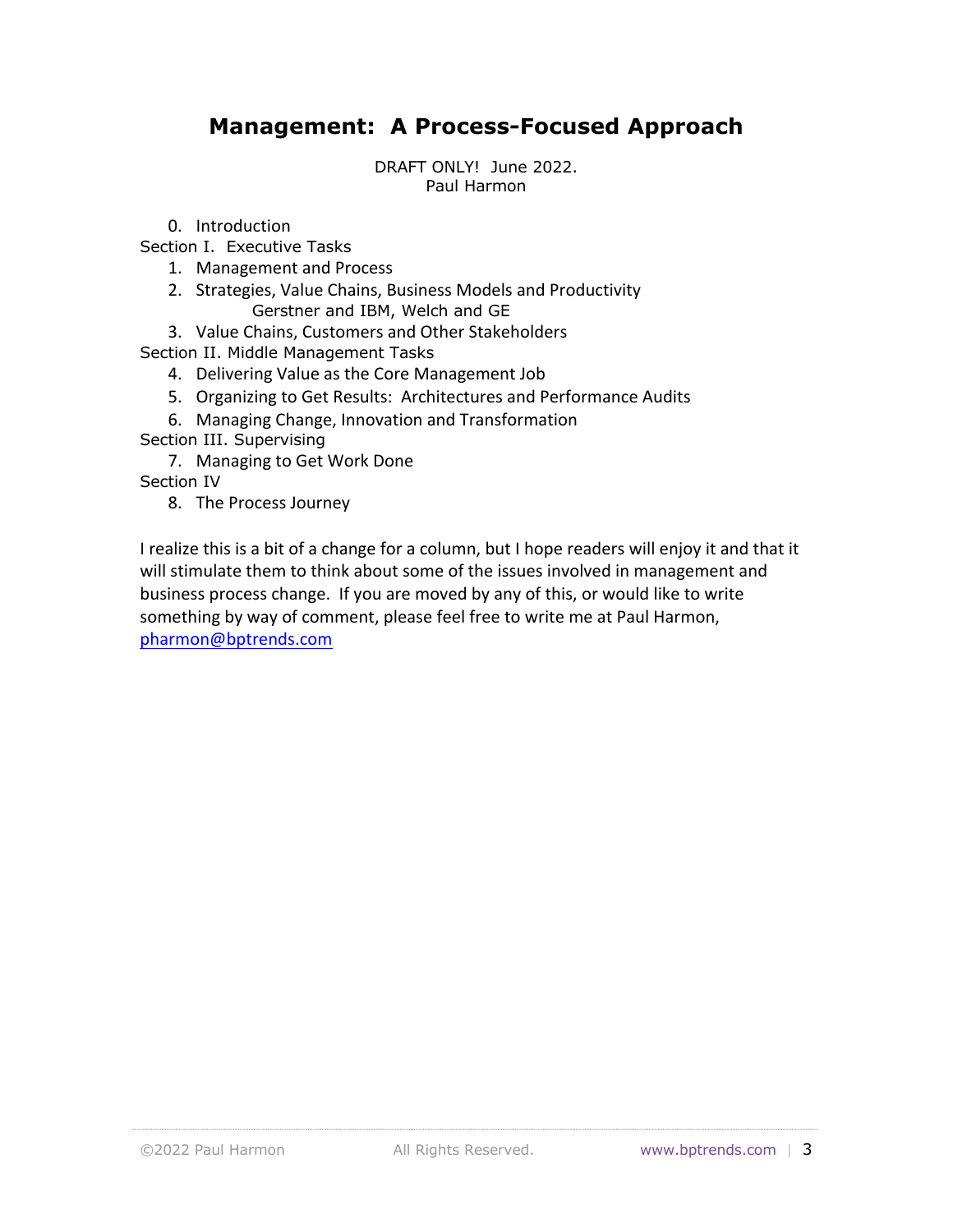# Management: A Process-Focused Approach

DRAFT ONLY! June 2022.
Paul Harmon

0. Introduction

Section I. Executive Tasks

1. Management and Process
2. Strategies, Value Chains, Business Models and Productivity
   Gerstner and IBM, Welch and GE
3. Value Chains, Customers and Other Stakeholders

Section II. Middle Management Tasks

4. Delivering Value as the Core Management Job
5. Organizing to Get Results: Architectures and Performance Audits
6. Managing Change, Innovation and Transformation

Section III. Supervising

7. Managing to Get Work Done

Section IV

8. The Process Journey

I realize this is a bit of a change for a column, but I hope readers will enjoy it and that it will stimulate them to think about some of the issues involved in management and business process change. If you are moved by any of this, or would like to write something by way of comment, please feel free to write me at Paul Harmon, pharmon@bptrends.com